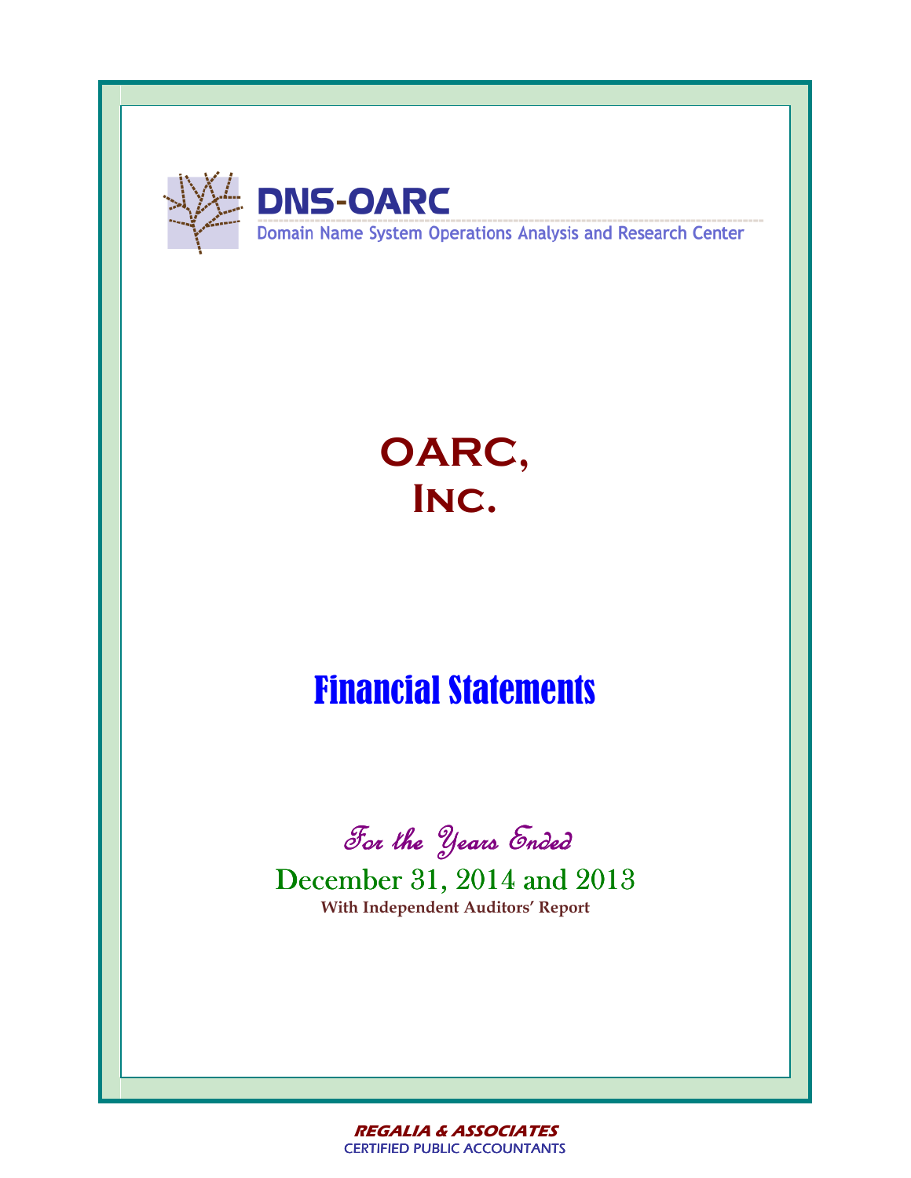**DNS-OARC**

Domain Name System Operations Analysis and Research Center

# OARC, Inc.

## Financial Statements

*For the Years Ended*

December 31, 2014 and 2013

**With Independent Auditors' Report**

***REGALIA & ASSOCIATES***

CERTIFIED PUBLIC ACCOUNTANTS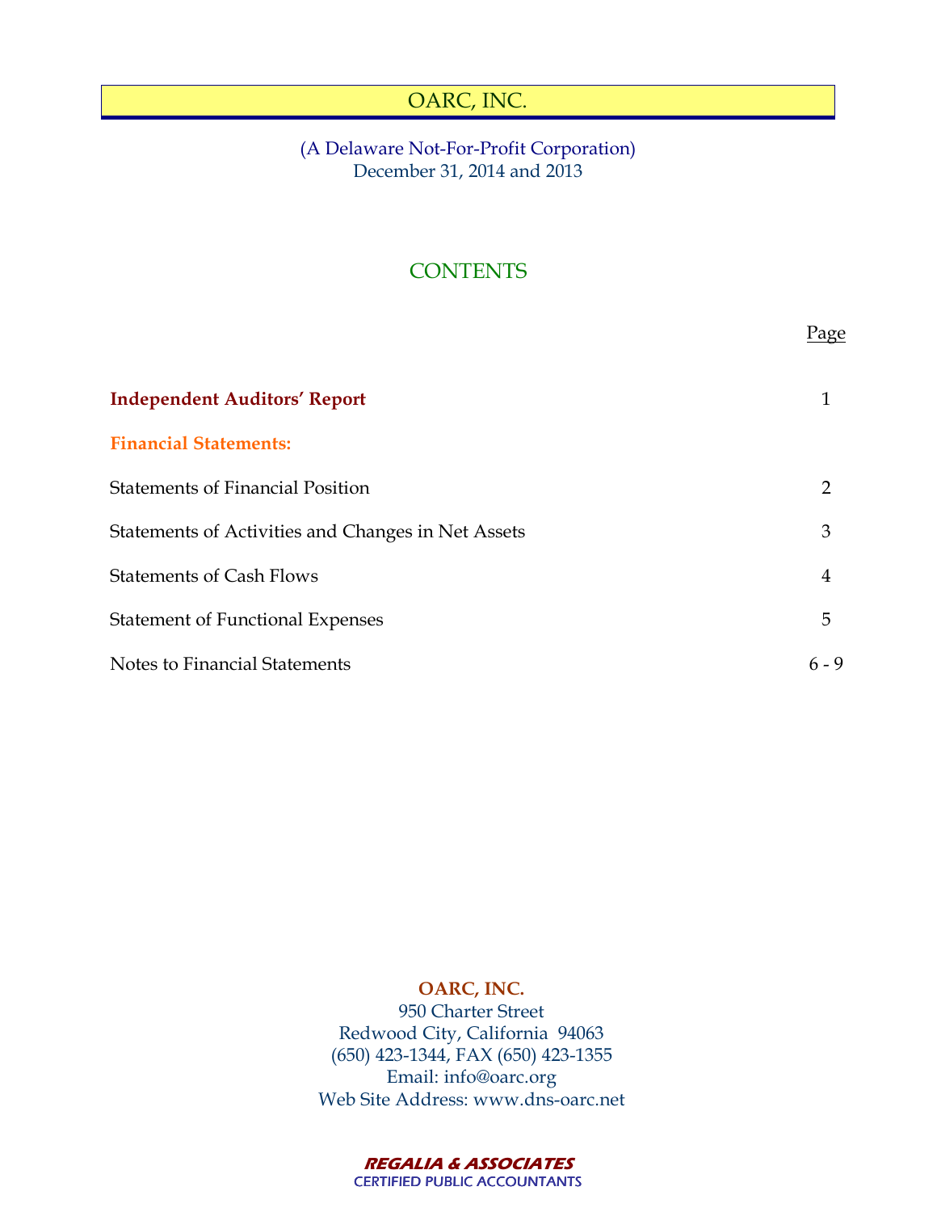# OARC, INC.

(A Delaware Not-For-Profit Corporation)
December 31, 2014 and 2013

## CONTENTS

| | Page |
|---|---|
| **Independent Auditors' Report** | 1 |
| **Financial Statements:** | |
| Statements of Financial Position | 2 |
| Statements of Activities and Changes in Net Assets | 3 |
| Statements of Cash Flows | 4 |
| Statement of Functional Expenses | 5 |
| Notes to Financial Statements | 6 - 9 |

**OARC, INC.**
950 Charter Street
Redwood City, California 94063
(650) 423-1344, FAX (650) 423-1355
Email: info@oarc.org
Web Site Address: www.dns-oarc.net

***REGALIA & ASSOCIATES***
CERTIFIED PUBLIC ACCOUNTANTS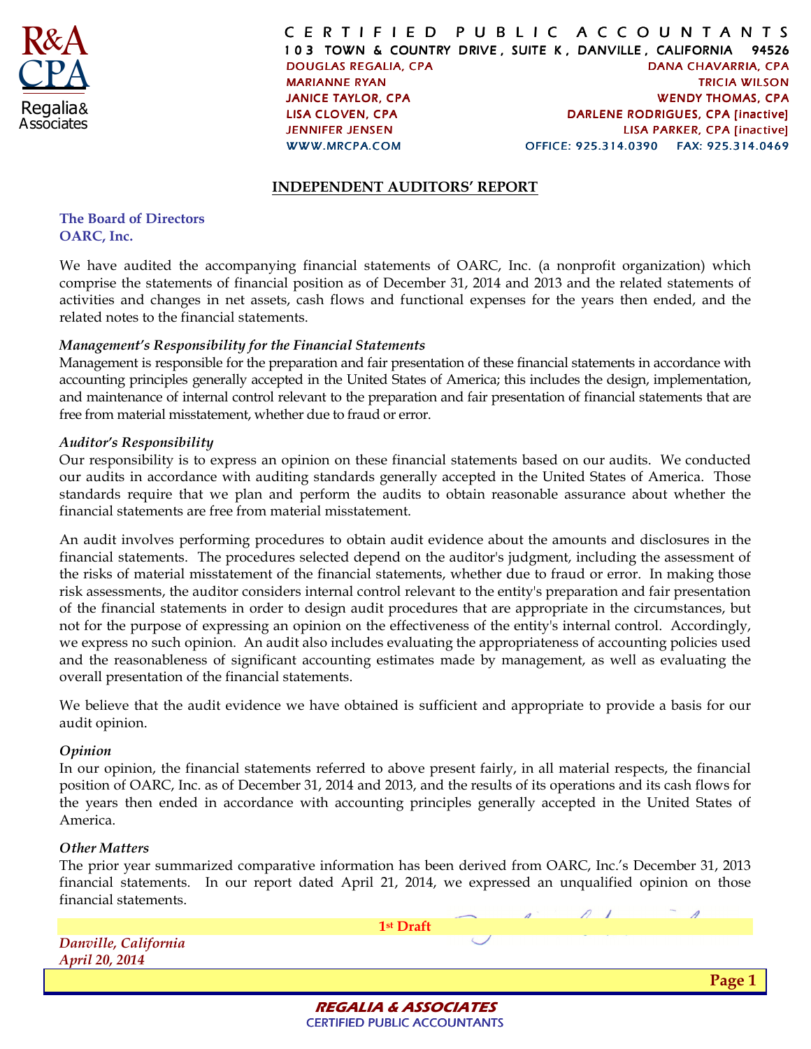R&A CPA
Regalia & Associates

C E R T I F I E D   P U B L I C   A C C O U N T A N T S
103 TOWN & COUNTRY DRIVE, SUITE K, DANVILLE, CALIFORNIA 94526

DOUGLAS REGALIA, CPA — DANA CHAVARRIA, CPA
MARIANNE RYAN — TRICIA WILSON
JANICE TAYLOR, CPA — WENDY THOMAS, CPA
LISA CLOVEN, CPA — DARLENE RODRIGUES, CPA [inactive]
JENNIFER JENSEN — LISA PARKER, CPA [inactive]
WWW.MRCPA.COM — OFFICE: 925.314.0390 FAX: 925.314.0469

## INDEPENDENT AUDITORS' REPORT

**The Board of Directors**
**OARC, Inc.**

We have audited the accompanying financial statements of OARC, Inc. (a nonprofit organization) which comprise the statements of financial position as of December 31, 2014 and 2013 and the related statements of activities and changes in net assets, cash flows and functional expenses for the years then ended, and the related notes to the financial statements.

***Management's Responsibility for the Financial Statements***

Management is responsible for the preparation and fair presentation of these financial statements in accordance with accounting principles generally accepted in the United States of America; this includes the design, implementation, and maintenance of internal control relevant to the preparation and fair presentation of financial statements that are free from material misstatement, whether due to fraud or error.

***Auditor's Responsibility***

Our responsibility is to express an opinion on these financial statements based on our audits. We conducted our audits in accordance with auditing standards generally accepted in the United States of America. Those standards require that we plan and perform the audits to obtain reasonable assurance about whether the financial statements are free from material misstatement.

An audit involves performing procedures to obtain audit evidence about the amounts and disclosures in the financial statements. The procedures selected depend on the auditor's judgment, including the assessment of the risks of material misstatement of the financial statements, whether due to fraud or error. In making those risk assessments, the auditor considers internal control relevant to the entity's preparation and fair presentation of the financial statements in order to design audit procedures that are appropriate in the circumstances, but not for the purpose of expressing an opinion on the effectiveness of the entity's internal control. Accordingly, we express no such opinion. An audit also includes evaluating the appropriateness of accounting policies used and the reasonableness of significant accounting estimates made by management, as well as evaluating the overall presentation of the financial statements.

We believe that the audit evidence we have obtained is sufficient and appropriate to provide a basis for our audit opinion.

***Opinion***

In our opinion, the financial statements referred to above present fairly, in all material respects, the financial position of OARC, Inc. as of December 31, 2014 and 2013, and the results of its operations and its cash flows for the years then ended in accordance with accounting principles generally accepted in the United States of America.

***Other Matters***

The prior year summarized comparative information has been derived from OARC, Inc.'s December 31, 2013 financial statements. In our report dated April 21, 2014, we expressed an unqualified opinion on those financial statements.

**1st Draft**

*Danville, California*
*April 20, 2014*

***REGALIA & ASSOCIATES***
CERTIFIED PUBLIC ACCOUNTANTS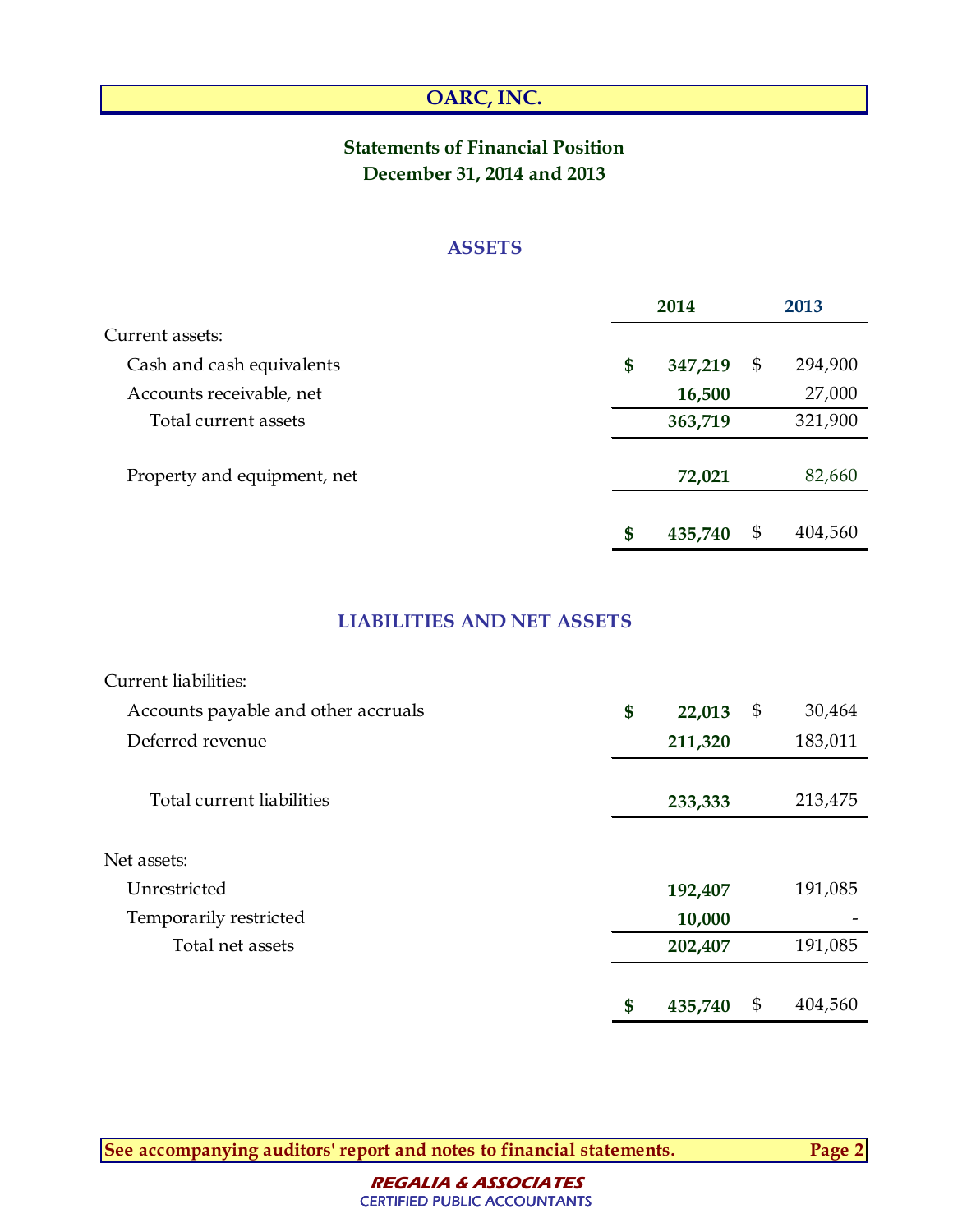# OARC, INC.

## Statements of Financial Position
## December 31, 2014 and 2013

### ASSETS

| | 2014 | 2013 |
|---|---|---|
| Current assets: | | |
| Cash and cash equivalents | $ 347,219 | $ 294,900 |
| Accounts receivable, net | 16,500 | 27,000 |
| Total current assets | 363,719 | 321,900 |
| Property and equipment, net | 72,021 | 82,660 |
| | $ 435,740 | $ 404,560 |

### LIABILITIES AND NET ASSETS

| | 2014 | 2013 |
|---|---|---|
| Current liabilities: | | |
| Accounts payable and other accruals | $ 22,013 | $ 30,464 |
| Deferred revenue | 211,320 | 183,011 |
| Total current liabilities | 233,333 | 213,475 |
| Net assets: | | |
| Unrestricted | 192,407 | 191,085 |
| Temporarily restricted | 10,000 | - |
| Total net assets | 202,407 | 191,085 |
| | $ 435,740 | $ 404,560 |

See accompanying auditors' report and notes to financial statements.

REGALIA & ASSOCIATES
CERTIFIED PUBLIC ACCOUNTANTS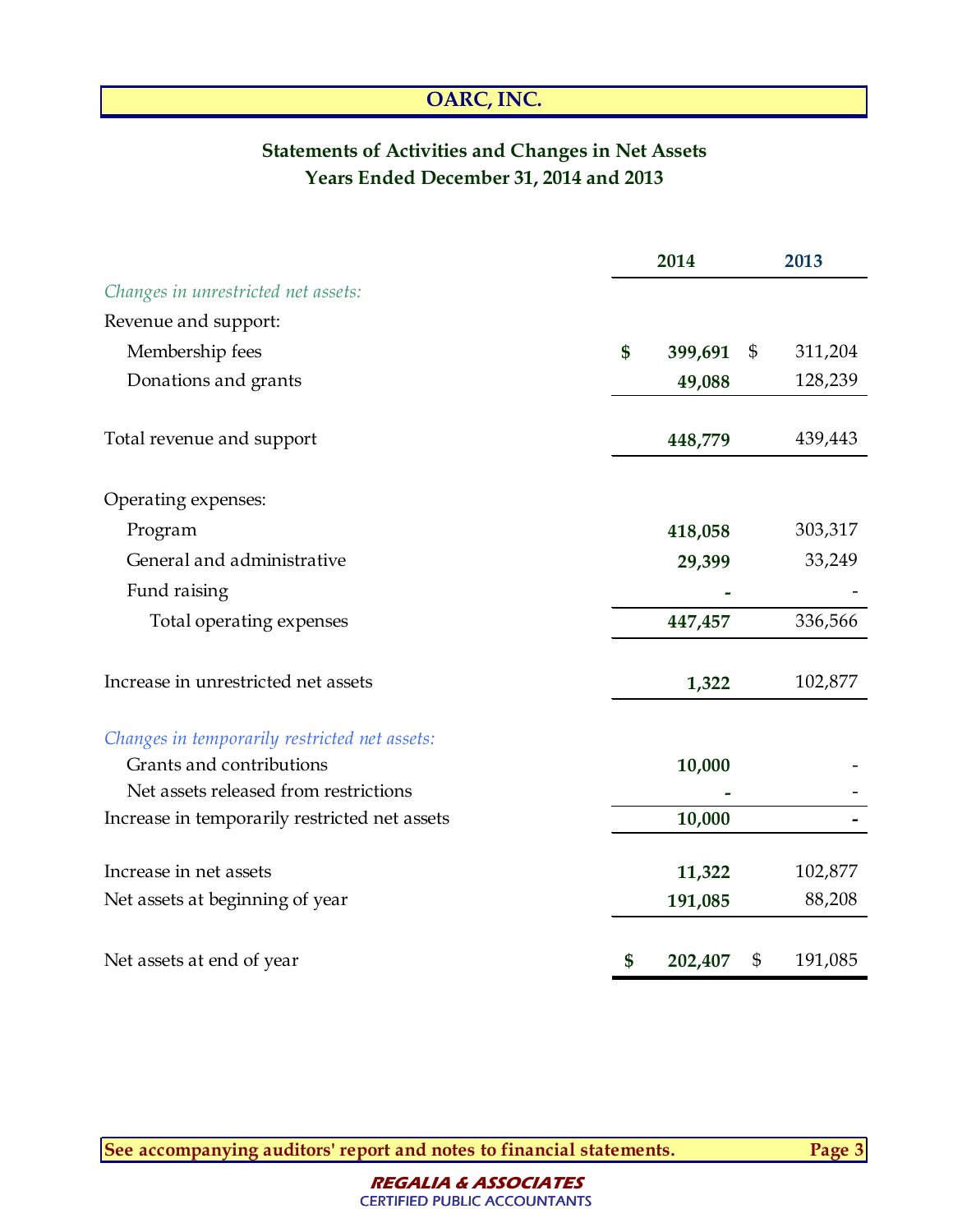# OARC, INC.

## Statements of Activities and Changes in Net Assets
## Years Ended December 31, 2014 and 2013

| | 2014 | 2013 |
|---|---|---|
| *Changes in unrestricted net assets:* | | |
| Revenue and support: | | |
| Membership fees | $ 399,691 | $ 311,204 |
| Donations and grants | 49,088 | 128,239 |
| Total revenue and support | 448,779 | 439,443 |
| Operating expenses: | | |
| Program | 418,058 | 303,317 |
| General and administrative | 29,399 | 33,249 |
| Fund raising | - | - |
| Total operating expenses | 447,457 | 336,566 |
| Increase in unrestricted net assets | 1,322 | 102,877 |
| *Changes in temporarily restricted net assets:* | | |
| Grants and contributions | 10,000 | - |
| Net assets released from restrictions | - | - |
| Increase in temporarily restricted net assets | 10,000 | - |
| Increase in net assets | 11,322 | 102,877 |
| Net assets at beginning of year | 191,085 | 88,208 |
| Net assets at end of year | $ 202,407 | $ 191,085 |

**See accompanying auditors' report and notes to financial statements.**

**REGALIA & ASSOCIATES**
CERTIFIED PUBLIC ACCOUNTANTS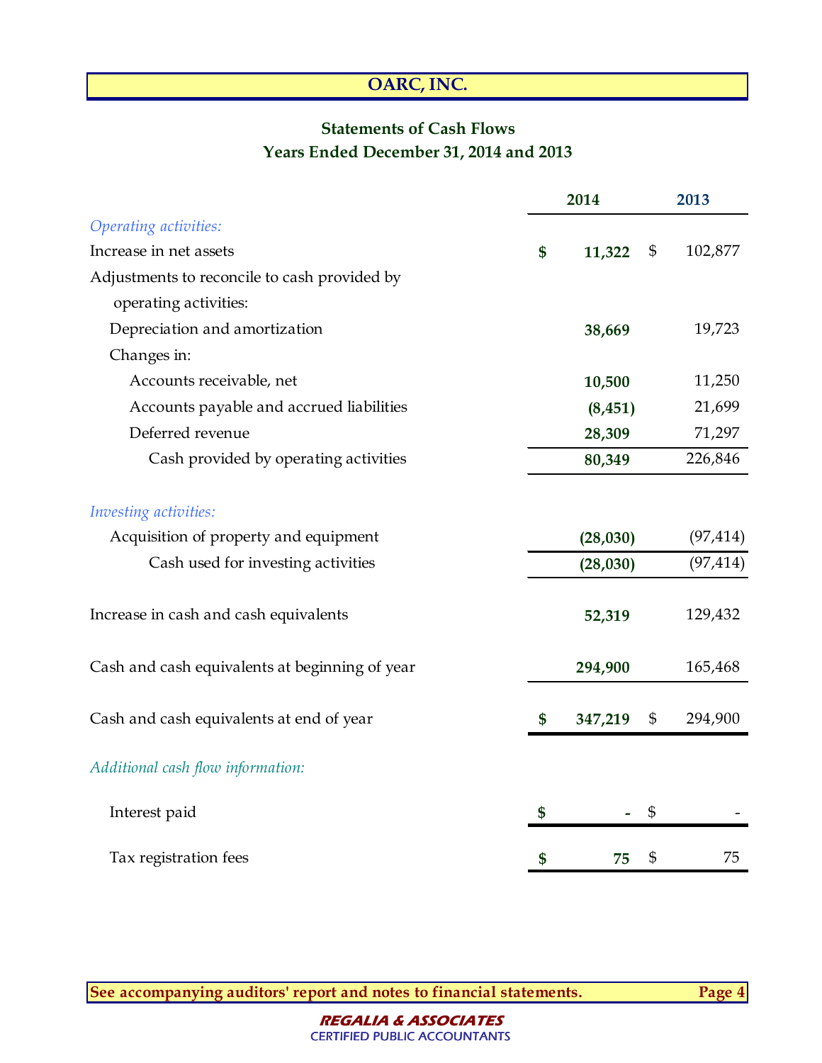# OARC, INC.

## Statements of Cash Flows
### Years Ended December 31, 2014 and 2013

| | 2014 | 2013 |
|---|---|---|
| *Operating activities:* | | |
| Increase in net assets | $ 11,322 | $ 102,877 |
| Adjustments to reconcile to cash provided by operating activities: | | |
| Depreciation and amortization | 38,669 | 19,723 |
| Changes in: | | |
| Accounts receivable, net | 10,500 | 11,250 |
| Accounts payable and accrued liabilities | (8,451) | 21,699 |
| Deferred revenue | 28,309 | 71,297 |
| Cash provided by operating activities | 80,349 | 226,846 |
| *Investing activities:* | | |
| Acquisition of property and equipment | (28,030) | (97,414) |
| Cash used for investing activities | (28,030) | (97,414) |
| Increase in cash and cash equivalents | 52,319 | 129,432 |
| Cash and cash equivalents at beginning of year | 294,900 | 165,468 |
| Cash and cash equivalents at end of year | $ 347,219 | $ 294,900 |
| *Additional cash flow information:* | | |
| Interest paid | $ - | $ - |
| Tax registration fees | $ 75 | $ 75 |

See accompanying auditors' report and notes to financial statements.

REGALIA & ASSOCIATES
CERTIFIED PUBLIC ACCOUNTANTS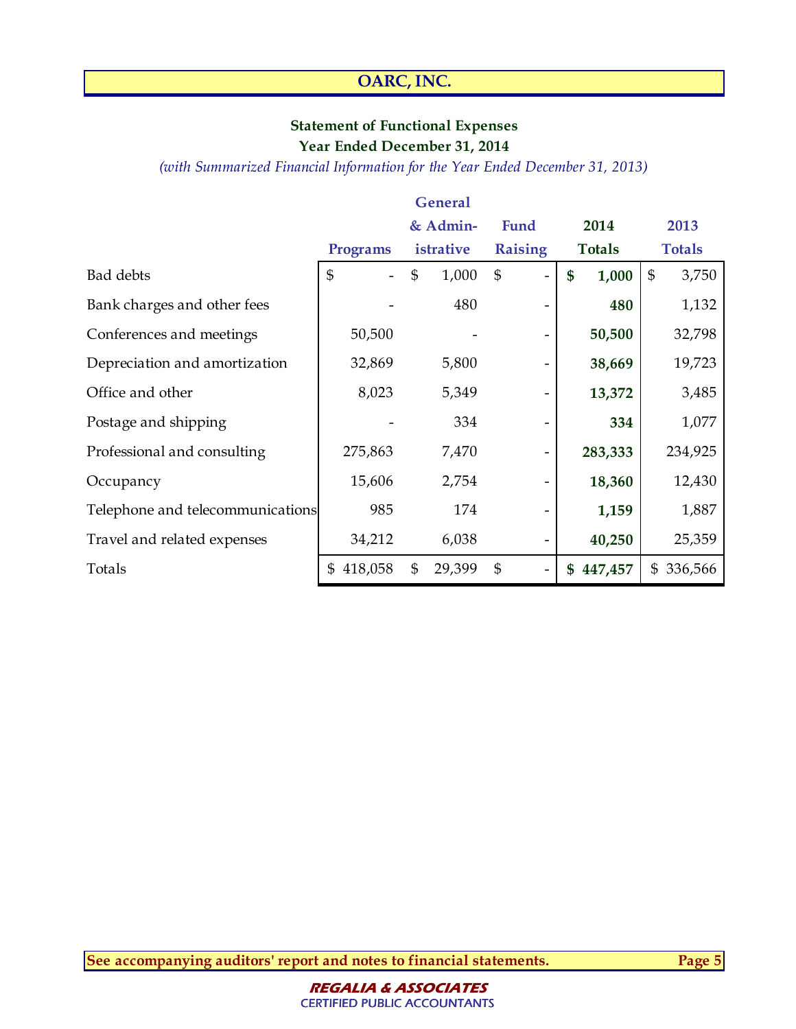# OARC, INC.

### Statement of Functional Expenses
### Year Ended December 31, 2014

*(with Summarized Financial Information for the Year Ended December 31, 2013)*

| | Programs | General & Administrative | Fund Raising | 2014 Totals | 2013 Totals |
|---|---|---|---|---|---|
| Bad debts | $ - | $ 1,000 | $ - | **$ 1,000** | $ 3,750 |
| Bank charges and other fees | - | 480 | - | **480** | 1,132 |
| Conferences and meetings | 50,500 | - | - | **50,500** | 32,798 |
| Depreciation and amortization | 32,869 | 5,800 | - | **38,669** | 19,723 |
| Office and other | 8,023 | 5,349 | - | **13,372** | 3,485 |
| Postage and shipping | - | 334 | - | **334** | 1,077 |
| Professional and consulting | 275,863 | 7,470 | - | **283,333** | 234,925 |
| Occupancy | 15,606 | 2,754 | - | **18,360** | 12,430 |
| Telephone and telecommunications | 985 | 174 | - | **1,159** | 1,887 |
| Travel and related expenses | 34,212 | 6,038 | - | **40,250** | 25,359 |
| Totals | $ 418,058 | $ 29,399 | $ - | **$ 447,457** | $ 336,566 |

**See accompanying auditors' report and notes to financial statements.**

**REGALIA & ASSOCIATES**
CERTIFIED PUBLIC ACCOUNTANTS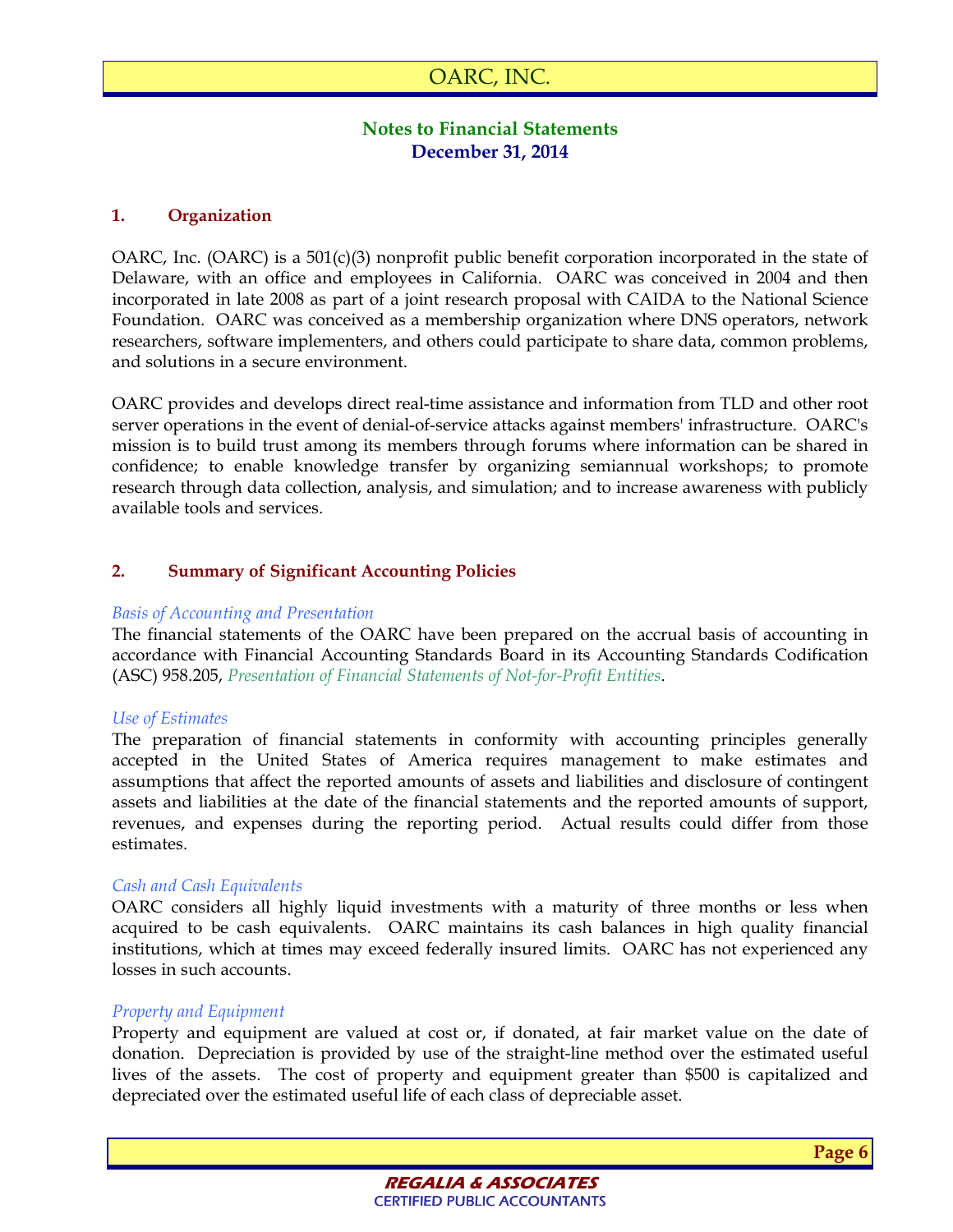# OARC, INC.

## Notes to Financial Statements
## December 31, 2014

### 1. Organization

OARC, Inc. (OARC) is a 501(c)(3) nonprofit public benefit corporation incorporated in the state of Delaware, with an office and employees in California. OARC was conceived in 2004 and then incorporated in late 2008 as part of a joint research proposal with CAIDA to the National Science Foundation. OARC was conceived as a membership organization where DNS operators, network researchers, software implementers, and others could participate to share data, common problems, and solutions in a secure environment.

OARC provides and develops direct real-time assistance and information from TLD and other root server operations in the event of denial-of-service attacks against members' infrastructure. OARC's mission is to build trust among its members through forums where information can be shared in confidence; to enable knowledge transfer by organizing semiannual workshops; to promote research through data collection, analysis, and simulation; and to increase awareness with publicly available tools and services.

### 2. Summary of Significant Accounting Policies

*Basis of Accounting and Presentation*

The financial statements of the OARC have been prepared on the accrual basis of accounting in accordance with Financial Accounting Standards Board in its Accounting Standards Codification (ASC) 958.205, *Presentation of Financial Statements of Not-for-Profit Entities*.

*Use of Estimates*

The preparation of financial statements in conformity with accounting principles generally accepted in the United States of America requires management to make estimates and assumptions that affect the reported amounts of assets and liabilities and disclosure of contingent assets and liabilities at the date of the financial statements and the reported amounts of support, revenues, and expenses during the reporting period. Actual results could differ from those estimates.

*Cash and Cash Equivalents*

OARC considers all highly liquid investments with a maturity of three months or less when acquired to be cash equivalents. OARC maintains its cash balances in high quality financial institutions, which at times may exceed federally insured limits. OARC has not experienced any losses in such accounts.

*Property and Equipment*

Property and equipment are valued at cost or, if donated, at fair market value on the date of donation. Depreciation is provided by use of the straight-line method over the estimated useful lives of the assets. The cost of property and equipment greater than $500 is capitalized and depreciated over the estimated useful life of each class of depreciable asset.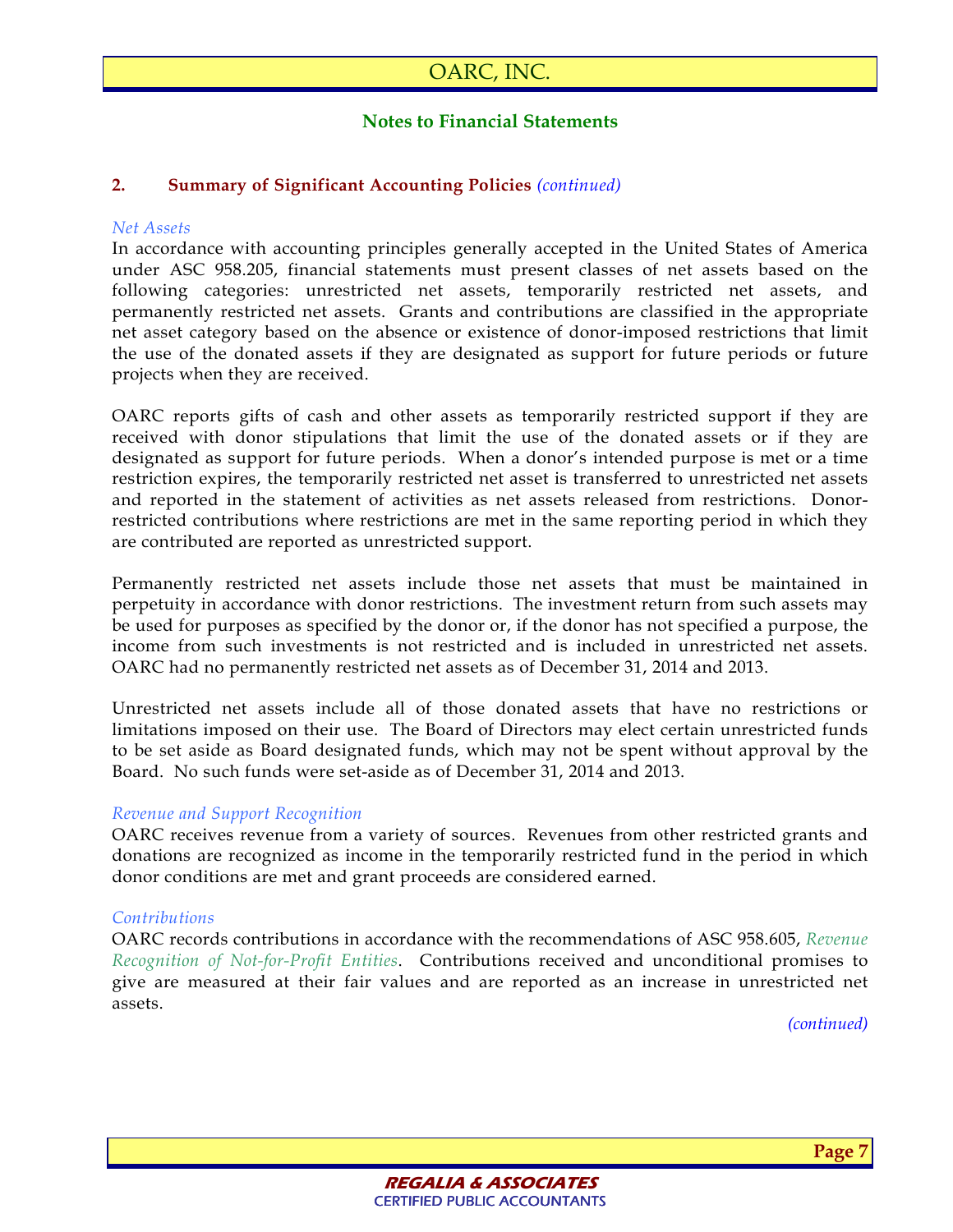## Notes to Financial Statements

### 2. Summary of Significant Accounting Policies *(continued)*

*Net Assets*

In accordance with accounting principles generally accepted in the United States of America under ASC 958.205, financial statements must present classes of net assets based on the following categories: unrestricted net assets, temporarily restricted net assets, and permanently restricted net assets. Grants and contributions are classified in the appropriate net asset category based on the absence or existence of donor-imposed restrictions that limit the use of the donated assets if they are designated as support for future periods or future projects when they are received.

OARC reports gifts of cash and other assets as temporarily restricted support if they are received with donor stipulations that limit the use of the donated assets or if they are designated as support for future periods. When a donor's intended purpose is met or a time restriction expires, the temporarily restricted net asset is transferred to unrestricted net assets and reported in the statement of activities as net assets released from restrictions. Donor-restricted contributions where restrictions are met in the same reporting period in which they are contributed are reported as unrestricted support.

Permanently restricted net assets include those net assets that must be maintained in perpetuity in accordance with donor restrictions. The investment return from such assets may be used for purposes as specified by the donor or, if the donor has not specified a purpose, the income from such investments is not restricted and is included in unrestricted net assets. OARC had no permanently restricted net assets as of December 31, 2014 and 2013.

Unrestricted net assets include all of those donated assets that have no restrictions or limitations imposed on their use. The Board of Directors may elect certain unrestricted funds to be set aside as Board designated funds, which may not be spent without approval by the Board. No such funds were set-aside as of December 31, 2014 and 2013.

*Revenue and Support Recognition*

OARC receives revenue from a variety of sources. Revenues from other restricted grants and donations are recognized as income in the temporarily restricted fund in the period in which donor conditions are met and grant proceeds are considered earned.

*Contributions*

OARC records contributions in accordance with the recommendations of ASC 958.605, *Revenue Recognition of Not-for-Profit Entities*. Contributions received and unconditional promises to give are measured at their fair values and are reported as an increase in unrestricted net assets.

*(continued)*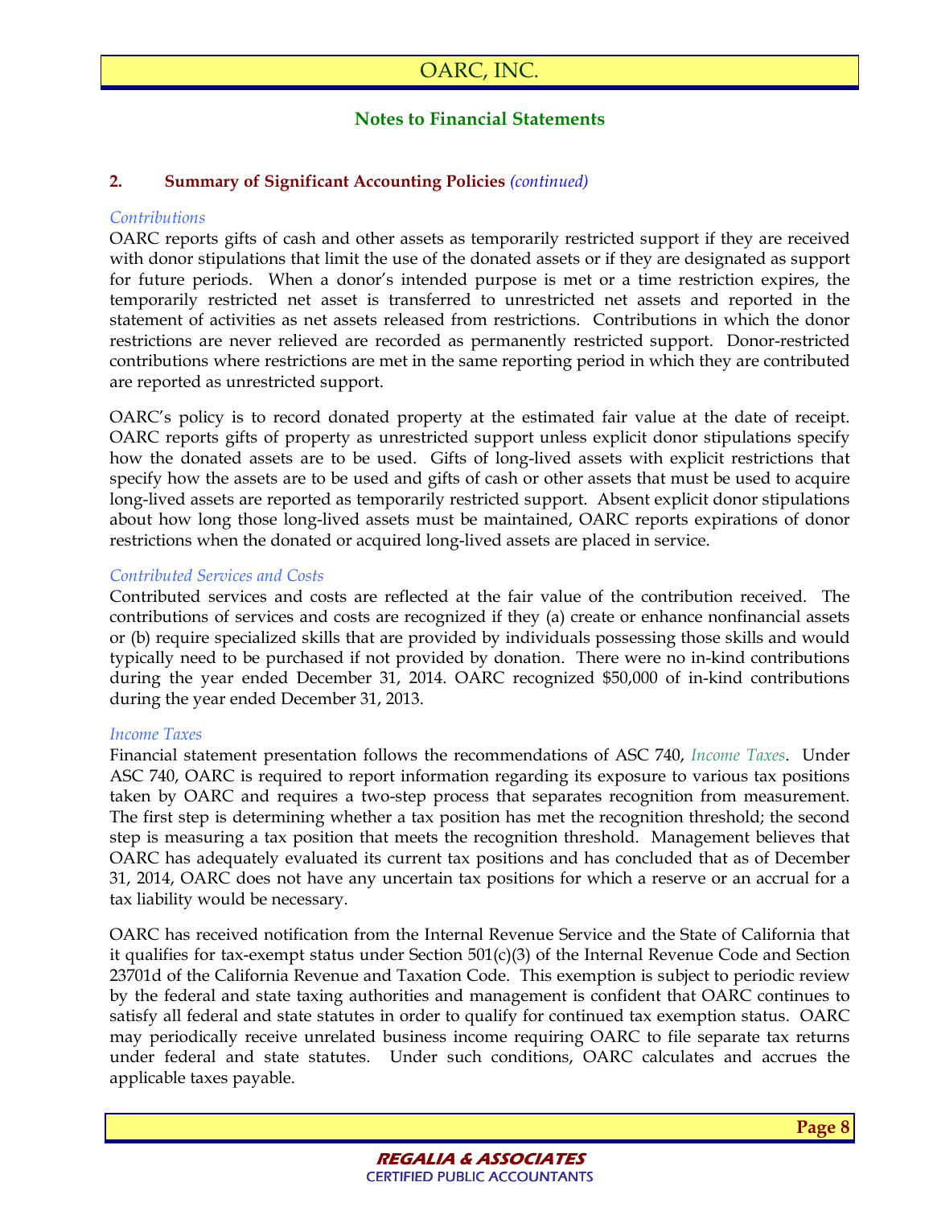## 2. Summary of Significant Accounting Policies *(continued)*

*Contributions*

OARC reports gifts of cash and other assets as temporarily restricted support if they are received with donor stipulations that limit the use of the donated assets or if they are designated as support for future periods. When a donor's intended purpose is met or a time restriction expires, the temporarily restricted net asset is transferred to unrestricted net assets and reported in the statement of activities as net assets released from restrictions. Contributions in which the donor restrictions are never relieved are recorded as permanently restricted support. Donor-restricted contributions where restrictions are met in the same reporting period in which they are contributed are reported as unrestricted support.

OARC's policy is to record donated property at the estimated fair value at the date of receipt. OARC reports gifts of property as unrestricted support unless explicit donor stipulations specify how the donated assets are to be used. Gifts of long-lived assets with explicit restrictions that specify how the assets are to be used and gifts of cash or other assets that must be used to acquire long-lived assets are reported as temporarily restricted support. Absent explicit donor stipulations about how long those long-lived assets must be maintained, OARC reports expirations of donor restrictions when the donated or acquired long-lived assets are placed in service.

*Contributed Services and Costs*

Contributed services and costs are reflected at the fair value of the contribution received. The contributions of services and costs are recognized if they (a) create or enhance nonfinancial assets or (b) require specialized skills that are provided by individuals possessing those skills and would typically need to be purchased if not provided by donation. There were no in-kind contributions during the year ended December 31, 2014. OARC recognized $50,000 of in-kind contributions during the year ended December 31, 2013.

*Income Taxes*

Financial statement presentation follows the recommendations of ASC 740, *Income Taxes*. Under ASC 740, OARC is required to report information regarding its exposure to various tax positions taken by OARC and requires a two-step process that separates recognition from measurement. The first step is determining whether a tax position has met the recognition threshold; the second step is measuring a tax position that meets the recognition threshold. Management believes that OARC has adequately evaluated its current tax positions and has concluded that as of December 31, 2014, OARC does not have any uncertain tax positions for which a reserve or an accrual for a tax liability would be necessary.

OARC has received notification from the Internal Revenue Service and the State of California that it qualifies for tax-exempt status under Section 501(c)(3) of the Internal Revenue Code and Section 23701d of the California Revenue and Taxation Code. This exemption is subject to periodic review by the federal and state taxing authorities and management is confident that OARC continues to satisfy all federal and state statutes in order to qualify for continued tax exemption status. OARC may periodically receive unrelated business income requiring OARC to file separate tax returns under federal and state statutes. Under such conditions, OARC calculates and accrues the applicable taxes payable.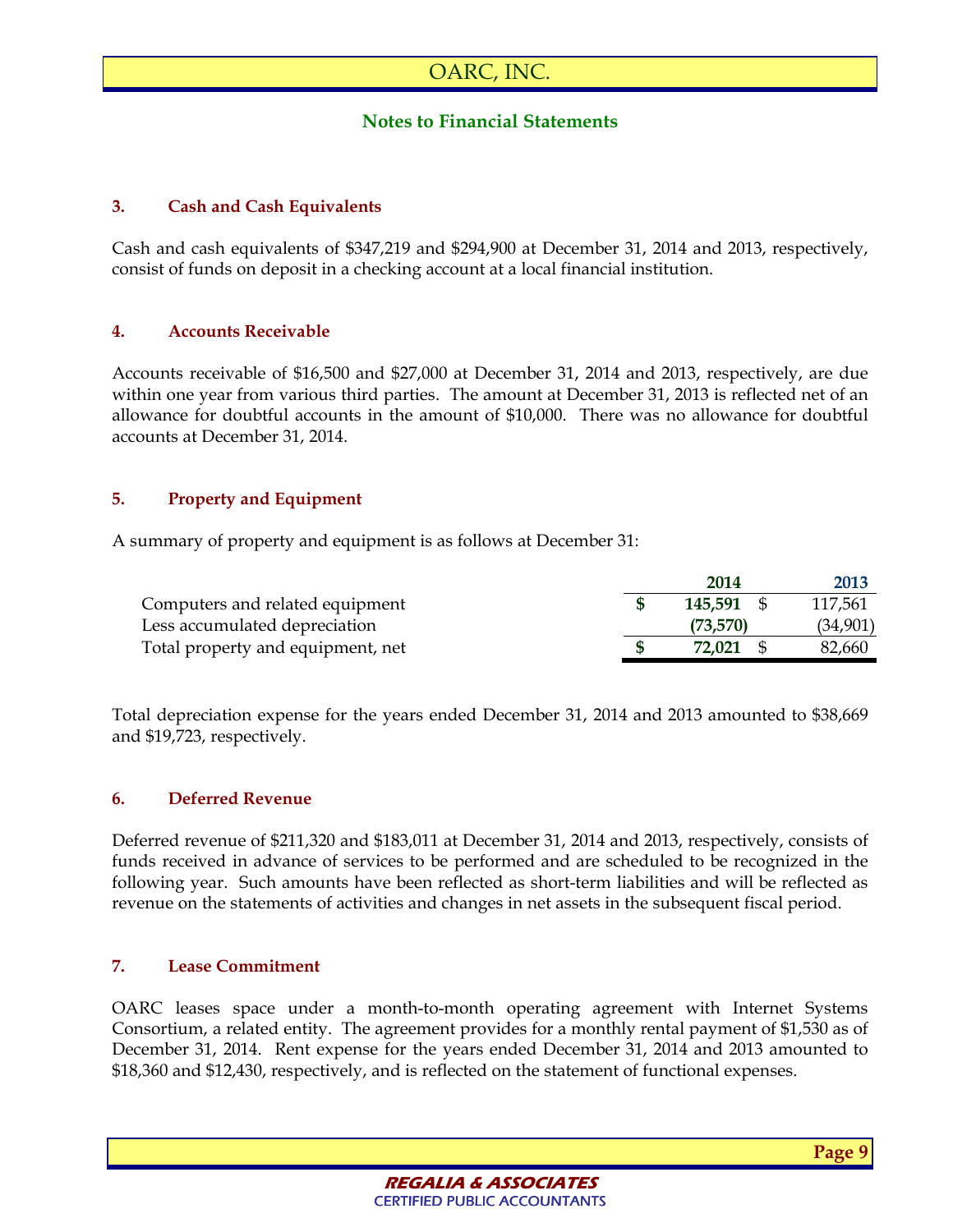# OARC, INC.

## Notes to Financial Statements

### 3. Cash and Cash Equivalents

Cash and cash equivalents of $347,219 and $294,900 at December 31, 2014 and 2013, respectively, consist of funds on deposit in a checking account at a local financial institution.

### 4. Accounts Receivable

Accounts receivable of $16,500 and $27,000 at December 31, 2014 and 2013, respectively, are due within one year from various third parties. The amount at December 31, 2013 is reflected net of an allowance for doubtful accounts in the amount of $10,000. There was no allowance for doubtful accounts at December 31, 2014.

### 5. Property and Equipment

A summary of property and equipment is as follows at December 31:

| | 2014 | 2013 |
|---|---|---|
| Computers and related equipment | $ **145,591** | $ 117,561 |
| Less accumulated depreciation | **(73,570)** | (34,901) |
| Total property and equipment, net | $ **72,021** | $ 82,660 |

Total depreciation expense for the years ended December 31, 2014 and 2013 amounted to $38,669 and $19,723, respectively.

### 6. Deferred Revenue

Deferred revenue of $211,320 and $183,011 at December 31, 2014 and 2013, respectively, consists of funds received in advance of services to be performed and are scheduled to be recognized in the following year. Such amounts have been reflected as short-term liabilities and will be reflected as revenue on the statements of activities and changes in net assets in the subsequent fiscal period.

### 7. Lease Commitment

OARC leases space under a month-to-month operating agreement with Internet Systems Consortium, a related entity. The agreement provides for a monthly rental payment of $1,530 as of December 31, 2014. Rent expense for the years ended December 31, 2014 and 2013 amounted to $18,360 and $12,430, respectively, and is reflected on the statement of functional expenses.

**REGALIA & ASSOCIATES**
CERTIFIED PUBLIC ACCOUNTANTS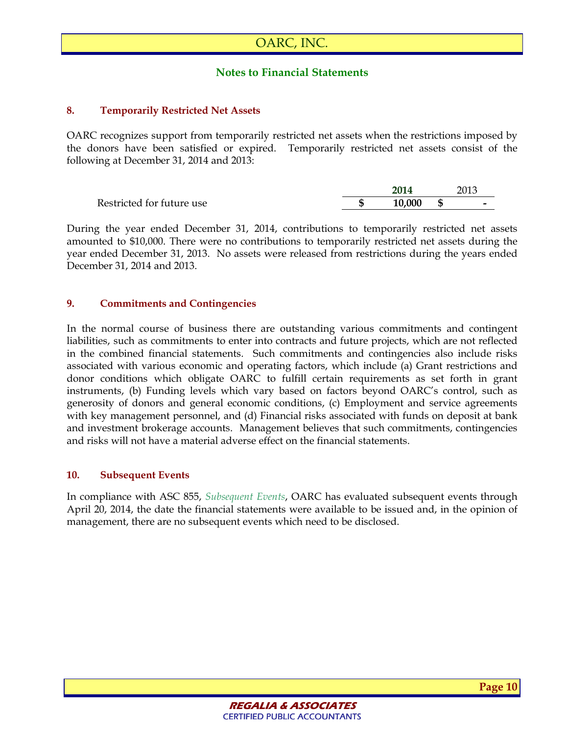## Notes to Financial Statements

### 8. Temporarily Restricted Net Assets

OARC recognizes support from temporarily restricted net assets when the restrictions imposed by the donors have been satisfied or expired. Temporarily restricted net assets consist of the following at December 31, 2014 and 2013:

| | 2014 | 2013 |
|---|---|---|
| Restricted for future use | $ 10,000 | $ - |

During the year ended December 31, 2014, contributions to temporarily restricted net assets amounted to $10,000. There were no contributions to temporarily restricted net assets during the year ended December 31, 2013. No assets were released from restrictions during the years ended December 31, 2014 and 2013.

### 9. Commitments and Contingencies

In the normal course of business there are outstanding various commitments and contingent liabilities, such as commitments to enter into contracts and future projects, which are not reflected in the combined financial statements. Such commitments and contingencies also include risks associated with various economic and operating factors, which include (a) Grant restrictions and donor conditions which obligate OARC to fulfill certain requirements as set forth in grant instruments, (b) Funding levels which vary based on factors beyond OARC's control, such as generosity of donors and general economic conditions, (c) Employment and service agreements with key management personnel, and (d) Financial risks associated with funds on deposit at bank and investment brokerage accounts. Management believes that such commitments, contingencies and risks will not have a material adverse effect on the financial statements.

### 10. Subsequent Events

In compliance with ASC 855, *Subsequent Events*, OARC has evaluated subsequent events through April 20, 2014, the date the financial statements were available to be issued and, in the opinion of management, there are no subsequent events which need to be disclosed.